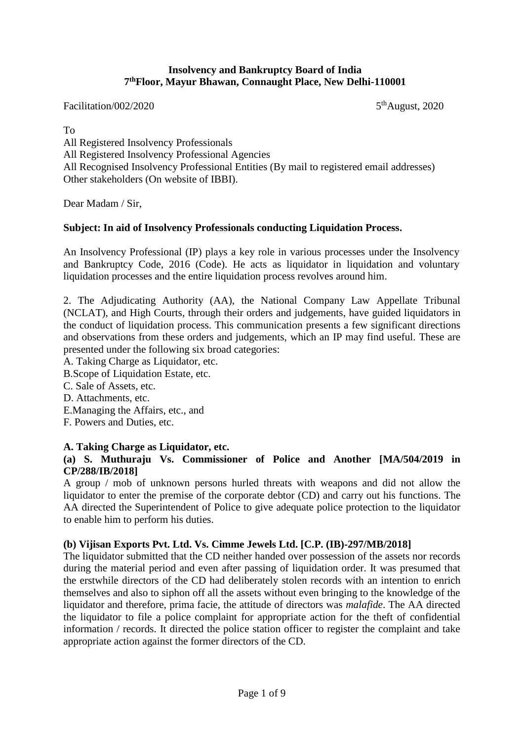**Insolvency and Bankruptcy Board of India**
**7th Floor, Mayur Bhawan, Connaught Place, New Delhi-110001**

Facilitation/002/2020 5th August, 2020

To
All Registered Insolvency Professionals
All Registered Insolvency Professional Agencies
All Recognised Insolvency Professional Entities (By mail to registered email addresses)
Other stakeholders (On website of IBBI).

Dear Madam / Sir,

**Subject: In aid of Insolvency Professionals conducting Liquidation Process.**

An Insolvency Professional (IP) plays a key role in various processes under the Insolvency and Bankruptcy Code, 2016 (Code). He acts as liquidator in liquidation and voluntary liquidation processes and the entire liquidation process revolves around him.

2. The Adjudicating Authority (AA), the National Company Law Appellate Tribunal (NCLAT), and High Courts, through their orders and judgements, have guided liquidators in the conduct of liquidation process. This communication presents a few significant directions and observations from these orders and judgements, which an IP may find useful. These are presented under the following six broad categories:

A. Taking Charge as Liquidator, etc.
B. Scope of Liquidation Estate, etc.
C. Sale of Assets, etc.
D. Attachments, etc.
E. Managing the Affairs, etc., and
F. Powers and Duties, etc.

**A. Taking Charge as Liquidator, etc.**

**(a) S. Muthuraju Vs. Commissioner of Police and Another [MA/504/2019 in CP/288/IB/2018]**

A group / mob of unknown persons hurled threats with weapons and did not allow the liquidator to enter the premise of the corporate debtor (CD) and carry out his functions. The AA directed the Superintendent of Police to give adequate police protection to the liquidator to enable him to perform his duties.

**(b) Vijisan Exports Pvt. Ltd. Vs. Cimme Jewels Ltd. [C.P. (IB)-297/MB/2018]**

The liquidator submitted that the CD neither handed over possession of the assets nor records during the material period and even after passing of liquidation order. It was presumed that the erstwhile directors of the CD had deliberately stolen records with an intention to enrich themselves and also to siphon off all the assets without even bringing to the knowledge of the liquidator and therefore, prima facie, the attitude of directors was *malafide*. The AA directed the liquidator to file a police complaint for appropriate action for the theft of confidential information / records. It directed the police station officer to register the complaint and take appropriate action against the former directors of the CD.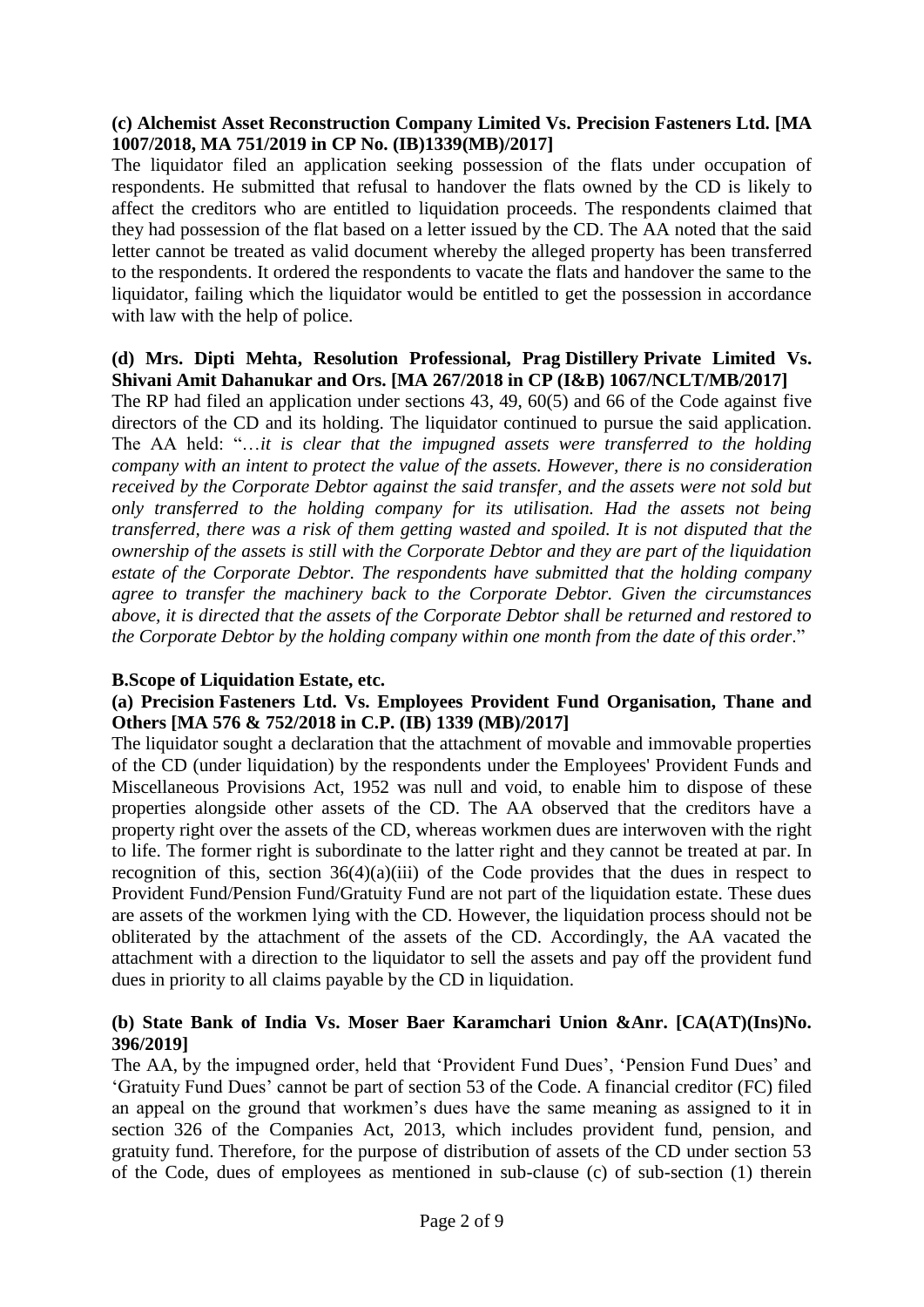**(c) Alchemist Asset Reconstruction Company Limited Vs. Precision Fasteners Ltd. [MA 1007/2018, MA 751/2019 in CP No. (IB)1339(MB)/2017]**

The liquidator filed an application seeking possession of the flats under occupation of respondents. He submitted that refusal to handover the flats owned by the CD is likely to affect the creditors who are entitled to liquidation proceeds. The respondents claimed that they had possession of the flat based on a letter issued by the CD. The AA noted that the said letter cannot be treated as valid document whereby the alleged property has been transferred to the respondents. It ordered the respondents to vacate the flats and handover the same to the liquidator, failing which the liquidator would be entitled to get the possession in accordance with law with the help of police.

**(d) Mrs. Dipti Mehta, Resolution Professional, Prag Distillery Private Limited Vs. Shivani Amit Dahanukar and Ors. [MA 267/2018 in CP (I&B) 1067/NCLT/MB/2017]**

The RP had filed an application under sections 43, 49, 60(5) and 66 of the Code against five directors of the CD and its holding. The liquidator continued to pursue the said application. The AA held: "…*it is clear that the impugned assets were transferred to the holding company with an intent to protect the value of the assets. However, there is no consideration received by the Corporate Debtor against the said transfer, and the assets were not sold but only transferred to the holding company for its utilisation. Had the assets not being transferred, there was a risk of them getting wasted and spoiled. It is not disputed that the ownership of the assets is still with the Corporate Debtor and they are part of the liquidation estate of the Corporate Debtor. The respondents have submitted that the holding company agree to transfer the machinery back to the Corporate Debtor. Given the circumstances above, it is directed that the assets of the Corporate Debtor shall be returned and restored to the Corporate Debtor by the holding company within one month from the date of this order*."

**B.Scope of Liquidation Estate, etc.**

**(a) Precision Fasteners Ltd. Vs. Employees Provident Fund Organisation, Thane and Others [MA 576 & 752/2018 in C.P. (IB) 1339 (MB)/2017]**

The liquidator sought a declaration that the attachment of movable and immovable properties of the CD (under liquidation) by the respondents under the Employees' Provident Funds and Miscellaneous Provisions Act, 1952 was null and void, to enable him to dispose of these properties alongside other assets of the CD. The AA observed that the creditors have a property right over the assets of the CD, whereas workmen dues are interwoven with the right to life. The former right is subordinate to the latter right and they cannot be treated at par. In recognition of this, section 36(4)(a)(iii) of the Code provides that the dues in respect to Provident Fund/Pension Fund/Gratuity Fund are not part of the liquidation estate. These dues are assets of the workmen lying with the CD. However, the liquidation process should not be obliterated by the attachment of the assets of the CD. Accordingly, the AA vacated the attachment with a direction to the liquidator to sell the assets and pay off the provident fund dues in priority to all claims payable by the CD in liquidation.

**(b) State Bank of India Vs. Moser Baer Karamchari Union &Anr. [CA(AT)(Ins)No. 396/2019]**

The AA, by the impugned order, held that 'Provident Fund Dues', 'Pension Fund Dues' and 'Gratuity Fund Dues' cannot be part of section 53 of the Code. A financial creditor (FC) filed an appeal on the ground that workmen's dues have the same meaning as assigned to it in section 326 of the Companies Act, 2013, which includes provident fund, pension, and gratuity fund. Therefore, for the purpose of distribution of assets of the CD under section 53 of the Code, dues of employees as mentioned in sub-clause (c) of sub-section (1) therein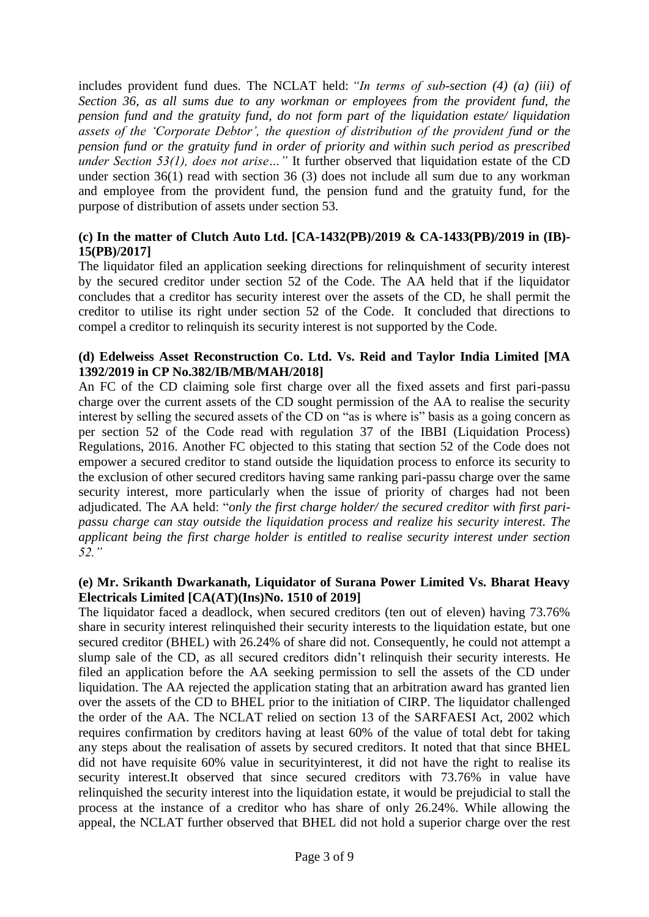includes provident fund dues. The NCLAT held: *"In terms of sub-section (4) (a) (iii) of Section 36, as all sums due to any workman or employees from the provident fund, the pension fund and the gratuity fund, do not form part of the liquidation estate/ liquidation assets of the 'Corporate Debtor', the question of distribution of the provident fund or the pension fund or the gratuity fund in order of priority and within such period as prescribed under Section 53(1), does not arise…"* It further observed that liquidation estate of the CD under section 36(1) read with section 36 (3) does not include all sum due to any workman and employee from the provident fund, the pension fund and the gratuity fund, for the purpose of distribution of assets under section 53.

**(c) In the matter of Clutch Auto Ltd. [CA-1432(PB)/2019 & CA-1433(PB)/2019 in (IB)-15(PB)/2017]**

The liquidator filed an application seeking directions for relinquishment of security interest by the secured creditor under section 52 of the Code. The AA held that if the liquidator concludes that a creditor has security interest over the assets of the CD, he shall permit the creditor to utilise its right under section 52 of the Code. It concluded that directions to compel a creditor to relinquish its security interest is not supported by the Code.

**(d) Edelweiss Asset Reconstruction Co. Ltd. Vs. Reid and Taylor India Limited [MA 1392/2019 in CP No.382/IB/MB/MAH/2018]**

An FC of the CD claiming sole first charge over all the fixed assets and first pari-passu charge over the current assets of the CD sought permission of the AA to realise the security interest by selling the secured assets of the CD on "as is where is" basis as a going concern as per section 52 of the Code read with regulation 37 of the IBBI (Liquidation Process) Regulations, 2016. Another FC objected to this stating that section 52 of the Code does not empower a secured creditor to stand outside the liquidation process to enforce its security to the exclusion of other secured creditors having same ranking pari-passu charge over the same security interest, more particularly when the issue of priority of charges had not been adjudicated. The AA held: "*only the first charge holder/ the secured creditor with first pari-passu charge can stay outside the liquidation process and realize his security interest. The applicant being the first charge holder is entitled to realise security interest under section 52."*

**(e) Mr. Srikanth Dwarkanath, Liquidator of Surana Power Limited Vs. Bharat Heavy Electricals Limited [CA(AT)(Ins)No. 1510 of 2019]**

The liquidator faced a deadlock, when secured creditors (ten out of eleven) having 73.76% share in security interest relinquished their security interests to the liquidation estate, but one secured creditor (BHEL) with 26.24% of share did not. Consequently, he could not attempt a slump sale of the CD, as all secured creditors didn't relinquish their security interests. He filed an application before the AA seeking permission to sell the assets of the CD under liquidation. The AA rejected the application stating that an arbitration award has granted lien over the assets of the CD to BHEL prior to the initiation of CIRP. The liquidator challenged the order of the AA. The NCLAT relied on section 13 of the SARFAESI Act, 2002 which requires confirmation by creditors having at least 60% of the value of total debt for taking any steps about the realisation of assets by secured creditors. It noted that that since BHEL did not have requisite 60% value in securityinterest, it did not have the right to realise its security interest.It observed that since secured creditors with 73.76% in value have relinquished the security interest into the liquidation estate, it would be prejudicial to stall the process at the instance of a creditor who has share of only 26.24%. While allowing the appeal, the NCLAT further observed that BHEL did not hold a superior charge over the rest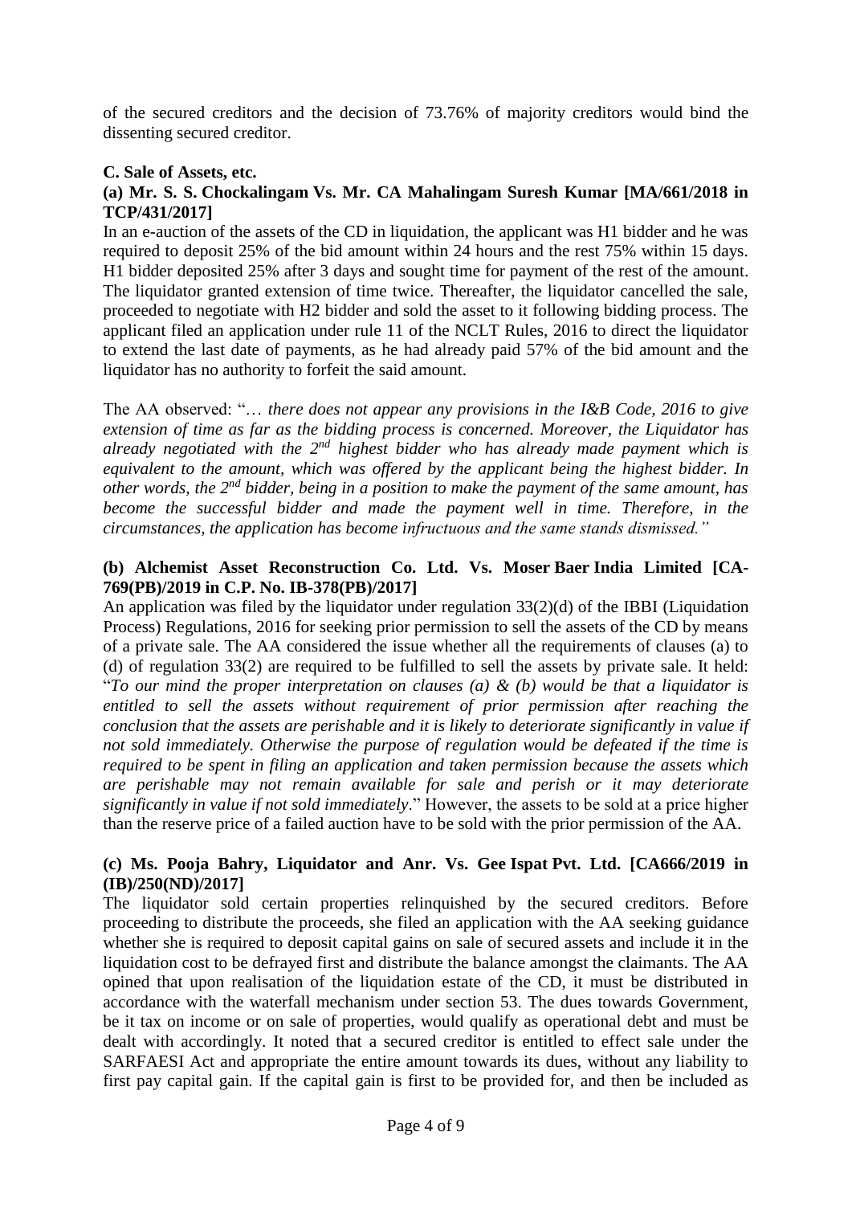of the secured creditors and the decision of 73.76% of majority creditors would bind the dissenting secured creditor.

**C. Sale of Assets, etc.**

**(a) Mr. S. S. Chockalingam Vs. Mr. CA Mahalingam Suresh Kumar [MA/661/2018 in TCP/431/2017]**

In an e-auction of the assets of the CD in liquidation, the applicant was H1 bidder and he was required to deposit 25% of the bid amount within 24 hours and the rest 75% within 15 days. H1 bidder deposited 25% after 3 days and sought time for payment of the rest of the amount. The liquidator granted extension of time twice. Thereafter, the liquidator cancelled the sale, proceeded to negotiate with H2 bidder and sold the asset to it following bidding process. The applicant filed an application under rule 11 of the NCLT Rules, 2016 to direct the liquidator to extend the last date of payments, as he had already paid 57% of the bid amount and the liquidator has no authority to forfeit the said amount.

The AA observed: "*… there does not appear any provisions in the I&B Code, 2016 to give extension of time as far as the bidding process is concerned. Moreover, the Liquidator has already negotiated with the 2nd highest bidder who has already made payment which is equivalent to the amount, which was offered by the applicant being the highest bidder. In other words, the 2nd bidder, being in a position to make the payment of the same amount, has become the successful bidder and made the payment well in time. Therefore, in the circumstances, the application has become infructuous and the same stands dismissed.*"

**(b) Alchemist Asset Reconstruction Co. Ltd. Vs. Moser Baer India Limited [CA-769(PB)/2019 in C.P. No. IB-378(PB)/2017]**

An application was filed by the liquidator under regulation 33(2)(d) of the IBBI (Liquidation Process) Regulations, 2016 for seeking prior permission to sell the assets of the CD by means of a private sale. The AA considered the issue whether all the requirements of clauses (a) to (d) of regulation 33(2) are required to be fulfilled to sell the assets by private sale. It held: "*To our mind the proper interpretation on clauses (a) & (b) would be that a liquidator is entitled to sell the assets without requirement of prior permission after reaching the conclusion that the assets are perishable and it is likely to deteriorate significantly in value if not sold immediately. Otherwise the purpose of regulation would be defeated if the time is required to be spent in filing an application and taken permission because the assets which are perishable may not remain available for sale and perish or it may deteriorate significantly in value if not sold immediately*." However, the assets to be sold at a price higher than the reserve price of a failed auction have to be sold with the prior permission of the AA.

**(c) Ms. Pooja Bahry, Liquidator and Anr. Vs. Gee Ispat Pvt. Ltd. [CA666/2019 in (IB)/250(ND)/2017]**

The liquidator sold certain properties relinquished by the secured creditors. Before proceeding to distribute the proceeds, she filed an application with the AA seeking guidance whether she is required to deposit capital gains on sale of secured assets and include it in the liquidation cost to be defrayed first and distribute the balance amongst the claimants. The AA opined that upon realisation of the liquidation estate of the CD, it must be distributed in accordance with the waterfall mechanism under section 53. The dues towards Government, be it tax on income or on sale of properties, would qualify as operational debt and must be dealt with accordingly. It noted that a secured creditor is entitled to effect sale under the SARFAESI Act and appropriate the entire amount towards its dues, without any liability to first pay capital gain. If the capital gain is first to be provided for, and then be included as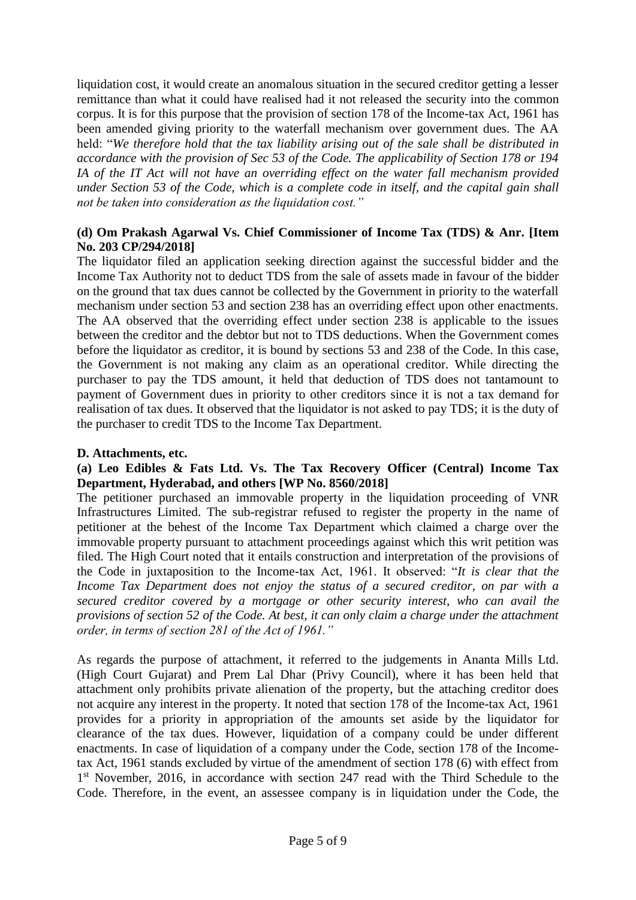liquidation cost, it would create an anomalous situation in the secured creditor getting a lesser remittance than what it could have realised had it not released the security into the common corpus. It is for this purpose that the provision of section 178 of the Income-tax Act, 1961 has been amended giving priority to the waterfall mechanism over government dues. The AA held: "*We therefore hold that the tax liability arising out of the sale shall be distributed in accordance with the provision of Sec 53 of the Code. The applicability of Section 178 or 194 IA of the IT Act will not have an overriding effect on the water fall mechanism provided under Section 53 of the Code, which is a complete code in itself, and the capital gain shall not be taken into consideration as the liquidation cost.*"

**(d) Om Prakash Agarwal Vs. Chief Commissioner of Income Tax (TDS) & Anr. [Item No. 203 CP/294/2018]**

The liquidator filed an application seeking direction against the successful bidder and the Income Tax Authority not to deduct TDS from the sale of assets made in favour of the bidder on the ground that tax dues cannot be collected by the Government in priority to the waterfall mechanism under section 53 and section 238 has an overriding effect upon other enactments. The AA observed that the overriding effect under section 238 is applicable to the issues between the creditor and the debtor but not to TDS deductions. When the Government comes before the liquidator as creditor, it is bound by sections 53 and 238 of the Code. In this case, the Government is not making any claim as an operational creditor. While directing the purchaser to pay the TDS amount, it held that deduction of TDS does not tantamount to payment of Government dues in priority to other creditors since it is not a tax demand for realisation of tax dues. It observed that the liquidator is not asked to pay TDS; it is the duty of the purchaser to credit TDS to the Income Tax Department.

**D. Attachments, etc.**

**(a) Leo Edibles & Fats Ltd. Vs. The Tax Recovery Officer (Central) Income Tax Department, Hyderabad, and others [WP No. 8560/2018]**

The petitioner purchased an immovable property in the liquidation proceeding of VNR Infrastructures Limited. The sub-registrar refused to register the property in the name of petitioner at the behest of the Income Tax Department which claimed a charge over the immovable property pursuant to attachment proceedings against which this writ petition was filed. The High Court noted that it entails construction and interpretation of the provisions of the Code in juxtaposition to the Income-tax Act, 1961. It observed: "*It is clear that the Income Tax Department does not enjoy the status of a secured creditor, on par with a secured creditor covered by a mortgage or other security interest, who can avail the provisions of section 52 of the Code. At best, it can only claim a charge under the attachment order, in terms of section 281 of the Act of 1961.*"

As regards the purpose of attachment, it referred to the judgements in Ananta Mills Ltd. (High Court Gujarat) and Prem Lal Dhar (Privy Council), where it has been held that attachment only prohibits private alienation of the property, but the attaching creditor does not acquire any interest in the property. It noted that section 178 of the Income-tax Act, 1961 provides for a priority in appropriation of the amounts set aside by the liquidator for clearance of the tax dues. However, liquidation of a company could be under different enactments. In case of liquidation of a company under the Code, section 178 of the Income-tax Act, 1961 stands excluded by virtue of the amendment of section 178 (6) with effect from 1st November, 2016, in accordance with section 247 read with the Third Schedule to the Code. Therefore, in the event, an assessee company is in liquidation under the Code, the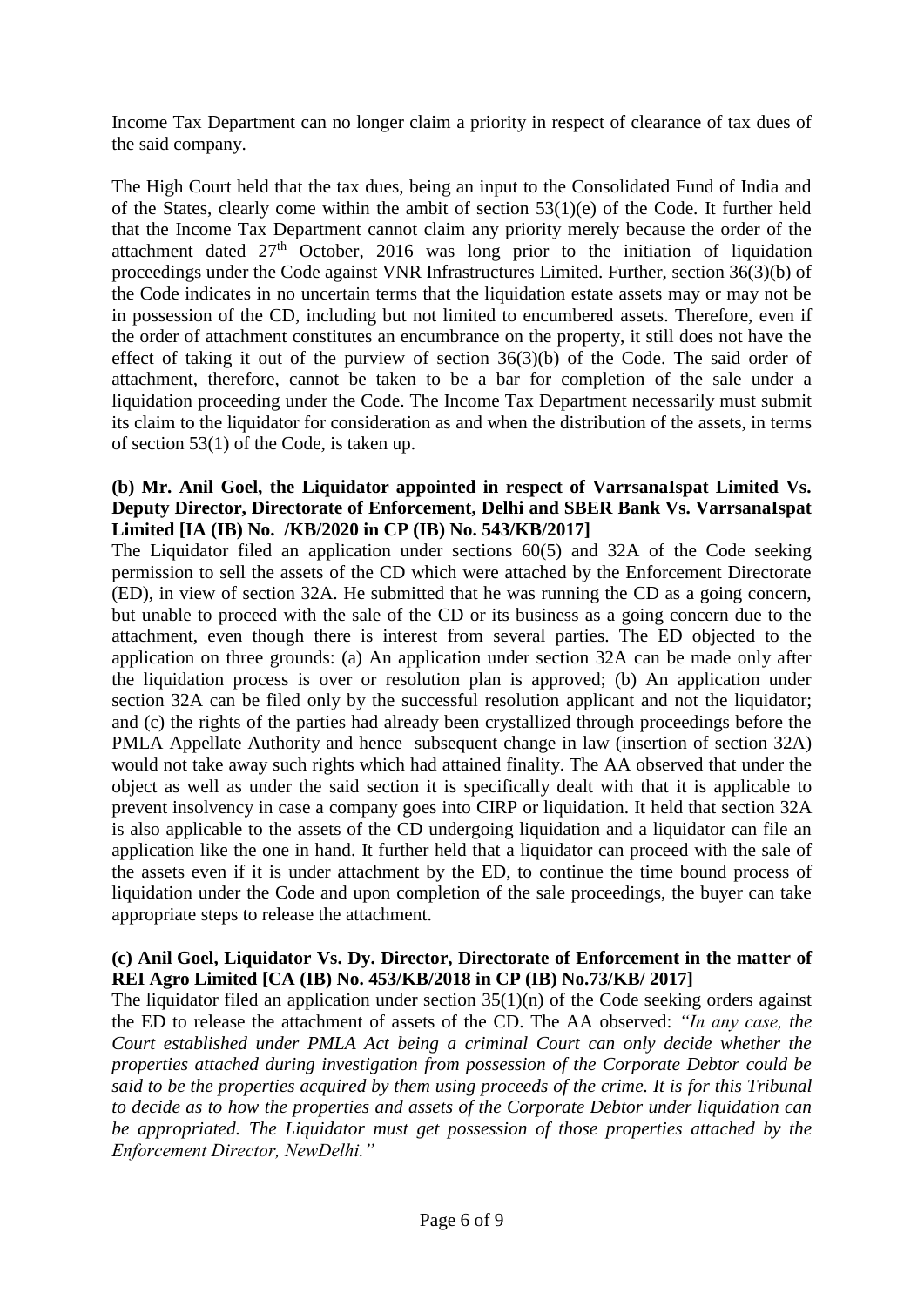Income Tax Department can no longer claim a priority in respect of clearance of tax dues of the said company.

The High Court held that the tax dues, being an input to the Consolidated Fund of India and of the States, clearly come within the ambit of section 53(1)(e) of the Code. It further held that the Income Tax Department cannot claim any priority merely because the order of the attachment dated 27th October, 2016 was long prior to the initiation of liquidation proceedings under the Code against VNR Infrastructures Limited. Further, section 36(3)(b) of the Code indicates in no uncertain terms that the liquidation estate assets may or may not be in possession of the CD, including but not limited to encumbered assets. Therefore, even if the order of attachment constitutes an encumbrance on the property, it still does not have the effect of taking it out of the purview of section 36(3)(b) of the Code. The said order of attachment, therefore, cannot be taken to be a bar for completion of the sale under a liquidation proceeding under the Code. The Income Tax Department necessarily must submit its claim to the liquidator for consideration as and when the distribution of the assets, in terms of section 53(1) of the Code, is taken up.

**(b) Mr. Anil Goel, the Liquidator appointed in respect of VarrsanaIspat Limited Vs. Deputy Director, Directorate of Enforcement, Delhi and SBER Bank Vs. VarrsanaIspat Limited [IA (IB) No. /KB/2020 in CP (IB) No. 543/KB/2017]**

The Liquidator filed an application under sections 60(5) and 32A of the Code seeking permission to sell the assets of the CD which were attached by the Enforcement Directorate (ED), in view of section 32A. He submitted that he was running the CD as a going concern, but unable to proceed with the sale of the CD or its business as a going concern due to the attachment, even though there is interest from several parties. The ED objected to the application on three grounds: (a) An application under section 32A can be made only after the liquidation process is over or resolution plan is approved; (b) An application under section 32A can be filed only by the successful resolution applicant and not the liquidator; and (c) the rights of the parties had already been crystallized through proceedings before the PMLA Appellate Authority and hence subsequent change in law (insertion of section 32A) would not take away such rights which had attained finality. The AA observed that under the object as well as under the said section it is specifically dealt with that it is applicable to prevent insolvency in case a company goes into CIRP or liquidation. It held that section 32A is also applicable to the assets of the CD undergoing liquidation and a liquidator can file an application like the one in hand. It further held that a liquidator can proceed with the sale of the assets even if it is under attachment by the ED, to continue the time bound process of liquidation under the Code and upon completion of the sale proceedings, the buyer can take appropriate steps to release the attachment.

**(c) Anil Goel, Liquidator Vs. Dy. Director, Directorate of Enforcement in the matter of REI Agro Limited [CA (IB) No. 453/KB/2018 in CP (IB) No.73/KB/ 2017]**

The liquidator filed an application under section 35(1)(n) of the Code seeking orders against the ED to release the attachment of assets of the CD. The AA observed: *"In any case, the Court established under PMLA Act being a criminal Court can only decide whether the properties attached during investigation from possession of the Corporate Debtor could be said to be the properties acquired by them using proceeds of the crime. It is for this Tribunal to decide as to how the properties and assets of the Corporate Debtor under liquidation can be appropriated. The Liquidator must get possession of those properties attached by the Enforcement Director, NewDelhi."*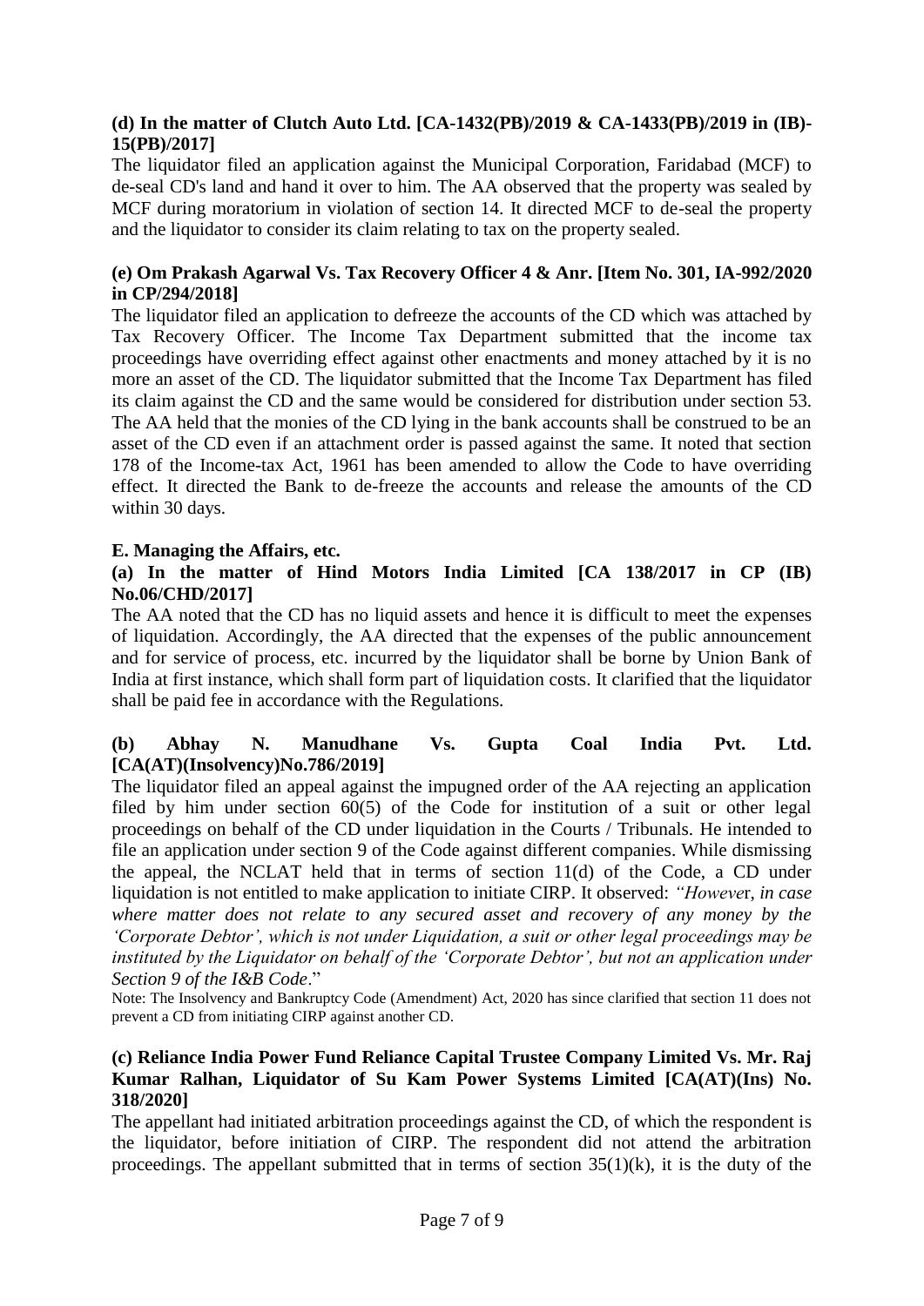**(d) In the matter of Clutch Auto Ltd. [CA-1432(PB)/2019 & CA-1433(PB)/2019 in (IB)-15(PB)/2017]**

The liquidator filed an application against the Municipal Corporation, Faridabad (MCF) to de-seal CD's land and hand it over to him. The AA observed that the property was sealed by MCF during moratorium in violation of section 14. It directed MCF to de-seal the property and the liquidator to consider its claim relating to tax on the property sealed.

**(e) Om Prakash Agarwal Vs. Tax Recovery Officer 4 & Anr. [Item No. 301, IA-992/2020 in CP/294/2018]**

The liquidator filed an application to defreeze the accounts of the CD which was attached by Tax Recovery Officer. The Income Tax Department submitted that the income tax proceedings have overriding effect against other enactments and money attached by it is no more an asset of the CD. The liquidator submitted that the Income Tax Department has filed its claim against the CD and the same would be considered for distribution under section 53. The AA held that the monies of the CD lying in the bank accounts shall be construed to be an asset of the CD even if an attachment order is passed against the same. It noted that section 178 of the Income-tax Act, 1961 has been amended to allow the Code to have overriding effect. It directed the Bank to de-freeze the accounts and release the amounts of the CD within 30 days.

**E. Managing the Affairs, etc.**

**(a) In the matter of Hind Motors India Limited [CA 138/2017 in CP (IB) No.06/CHD/2017]**

The AA noted that the CD has no liquid assets and hence it is difficult to meet the expenses of liquidation. Accordingly, the AA directed that the expenses of the public announcement and for service of process, etc. incurred by the liquidator shall be borne by Union Bank of India at first instance, which shall form part of liquidation costs. It clarified that the liquidator shall be paid fee in accordance with the Regulations.

**(b) Abhay N. Manudhane Vs. Gupta Coal India Pvt. Ltd. [CA(AT)(Insolvency)No.786/2019]**

The liquidator filed an appeal against the impugned order of the AA rejecting an application filed by him under section 60(5) of the Code for institution of a suit or other legal proceedings on behalf of the CD under liquidation in the Courts / Tribunals. He intended to file an application under section 9 of the Code against different companies. While dismissing the appeal, the NCLAT held that in terms of section 11(d) of the Code, a CD under liquidation is not entitled to make application to initiate CIRP. It observed: *"However, in case where matter does not relate to any secured asset and recovery of any money by the 'Corporate Debtor', which is not under Liquidation, a suit or other legal proceedings may be instituted by the Liquidator on behalf of the 'Corporate Debtor', but not an application under Section 9 of the I&B Code*."

Note: The Insolvency and Bankruptcy Code (Amendment) Act, 2020 has since clarified that section 11 does not prevent a CD from initiating CIRP against another CD.

**(c) Reliance India Power Fund Reliance Capital Trustee Company Limited Vs. Mr. Raj Kumar Ralhan, Liquidator of Su Kam Power Systems Limited [CA(AT)(Ins) No. 318/2020]**

The appellant had initiated arbitration proceedings against the CD, of which the respondent is the liquidator, before initiation of CIRP. The respondent did not attend the arbitration proceedings. The appellant submitted that in terms of section 35(1)(k), it is the duty of the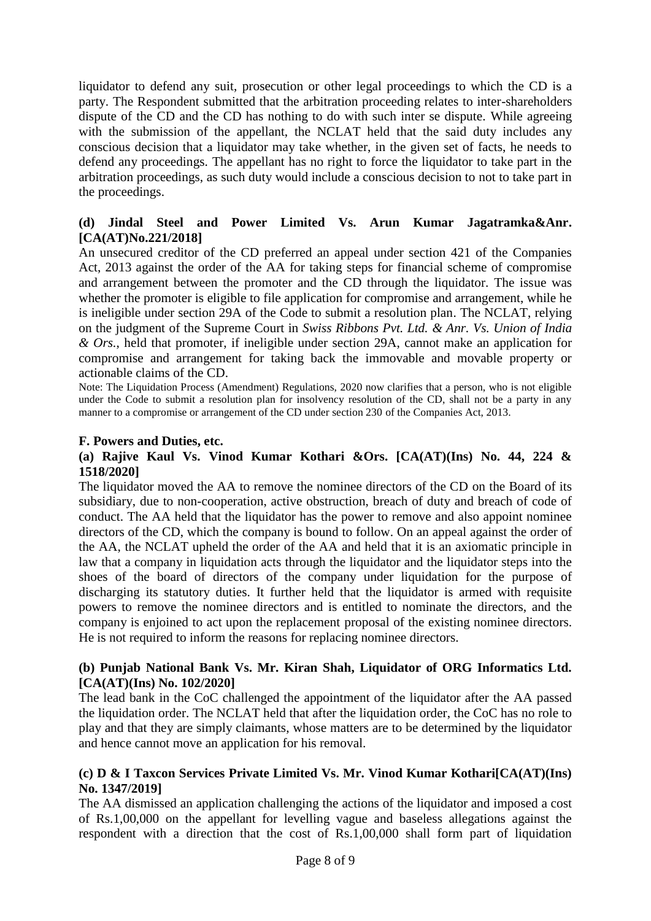liquidator to defend any suit, prosecution or other legal proceedings to which the CD is a party. The Respondent submitted that the arbitration proceeding relates to inter-shareholders dispute of the CD and the CD has nothing to do with such inter se dispute. While agreeing with the submission of the appellant, the NCLAT held that the said duty includes any conscious decision that a liquidator may take whether, in the given set of facts, he needs to defend any proceedings. The appellant has no right to force the liquidator to take part in the arbitration proceedings, as such duty would include a conscious decision to not to take part in the proceedings.

**(d) Jindal Steel and Power Limited Vs. Arun Kumar Jagatramka&Anr. [CA(AT)No.221/2018]**

An unsecured creditor of the CD preferred an appeal under section 421 of the Companies Act, 2013 against the order of the AA for taking steps for financial scheme of compromise and arrangement between the promoter and the CD through the liquidator. The issue was whether the promoter is eligible to file application for compromise and arrangement, while he is ineligible under section 29A of the Code to submit a resolution plan. The NCLAT, relying on the judgment of the Supreme Court in *Swiss Ribbons Pvt. Ltd. & Anr. Vs. Union of India & Ors.*, held that promoter, if ineligible under section 29A, cannot make an application for compromise and arrangement for taking back the immovable and movable property or actionable claims of the CD.

Note: The Liquidation Process (Amendment) Regulations, 2020 now clarifies that a person, who is not eligible under the Code to submit a resolution plan for insolvency resolution of the CD, shall not be a party in any manner to a compromise or arrangement of the CD under section 230 of the Companies Act, 2013.

**F. Powers and Duties, etc.**

**(a) Rajive Kaul Vs. Vinod Kumar Kothari &Ors. [CA(AT)(Ins) No. 44, 224 & 1518/2020]**

The liquidator moved the AA to remove the nominee directors of the CD on the Board of its subsidiary, due to non-cooperation, active obstruction, breach of duty and breach of code of conduct. The AA held that the liquidator has the power to remove and also appoint nominee directors of the CD, which the company is bound to follow. On an appeal against the order of the AA, the NCLAT upheld the order of the AA and held that it is an axiomatic principle in law that a company in liquidation acts through the liquidator and the liquidator steps into the shoes of the board of directors of the company under liquidation for the purpose of discharging its statutory duties. It further held that the liquidator is armed with requisite powers to remove the nominee directors and is entitled to nominate the directors, and the company is enjoined to act upon the replacement proposal of the existing nominee directors. He is not required to inform the reasons for replacing nominee directors.

**(b) Punjab National Bank Vs. Mr. Kiran Shah, Liquidator of ORG Informatics Ltd. [CA(AT)(Ins) No. 102/2020]**

The lead bank in the CoC challenged the appointment of the liquidator after the AA passed the liquidation order. The NCLAT held that after the liquidation order, the CoC has no role to play and that they are simply claimants, whose matters are to be determined by the liquidator and hence cannot move an application for his removal.

**(c) D & I Taxcon Services Private Limited Vs. Mr. Vinod Kumar Kothari[CA(AT)(Ins) No. 1347/2019]**

The AA dismissed an application challenging the actions of the liquidator and imposed a cost of Rs.1,00,000 on the appellant for levelling vague and baseless allegations against the respondent with a direction that the cost of Rs.1,00,000 shall form part of liquidation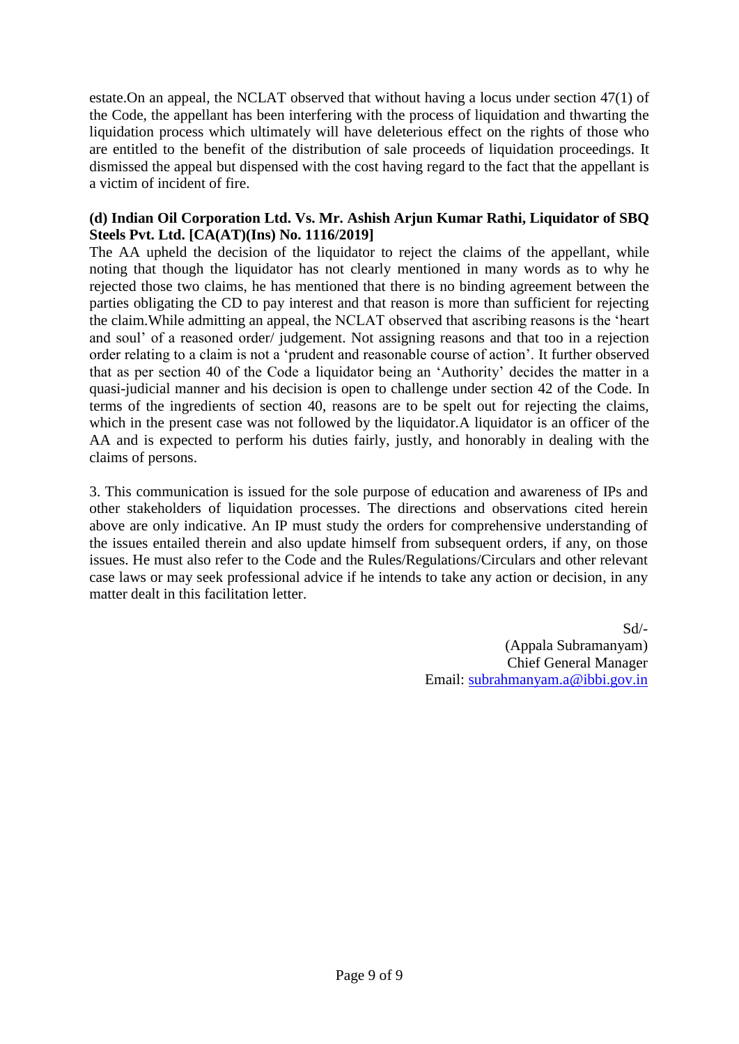estate.On an appeal, the NCLAT observed that without having a locus under section 47(1) of the Code, the appellant has been interfering with the process of liquidation and thwarting the liquidation process which ultimately will have deleterious effect on the rights of those who are entitled to the benefit of the distribution of sale proceeds of liquidation proceedings. It dismissed the appeal but dispensed with the cost having regard to the fact that the appellant is a victim of incident of fire.

**(d) Indian Oil Corporation Ltd. Vs. Mr. Ashish Arjun Kumar Rathi, Liquidator of SBQ Steels Pvt. Ltd. [CA(AT)(Ins) No. 1116/2019]**

The AA upheld the decision of the liquidator to reject the claims of the appellant, while noting that though the liquidator has not clearly mentioned in many words as to why he rejected those two claims, he has mentioned that there is no binding agreement between the parties obligating the CD to pay interest and that reason is more than sufficient for rejecting the claim.While admitting an appeal, the NCLAT observed that ascribing reasons is the 'heart and soul' of a reasoned order/ judgement. Not assigning reasons and that too in a rejection order relating to a claim is not a 'prudent and reasonable course of action'. It further observed that as per section 40 of the Code a liquidator being an 'Authority' decides the matter in a quasi-judicial manner and his decision is open to challenge under section 42 of the Code. In terms of the ingredients of section 40, reasons are to be spelt out for rejecting the claims, which in the present case was not followed by the liquidator.A liquidator is an officer of the AA and is expected to perform his duties fairly, justly, and honorably in dealing with the claims of persons.

3. This communication is issued for the sole purpose of education and awareness of IPs and other stakeholders of liquidation processes. The directions and observations cited herein above are only indicative. An IP must study the orders for comprehensive understanding of the issues entailed therein and also update himself from subsequent orders, if any, on those issues. He must also refer to the Code and the Rules/Regulations/Circulars and other relevant case laws or may seek professional advice if he intends to take any action or decision, in any matter dealt in this facilitation letter.

Sd/-
(Appala Subramanyam)
Chief General Manager
Email: subrahmanyam.a@ibbi.gov.in